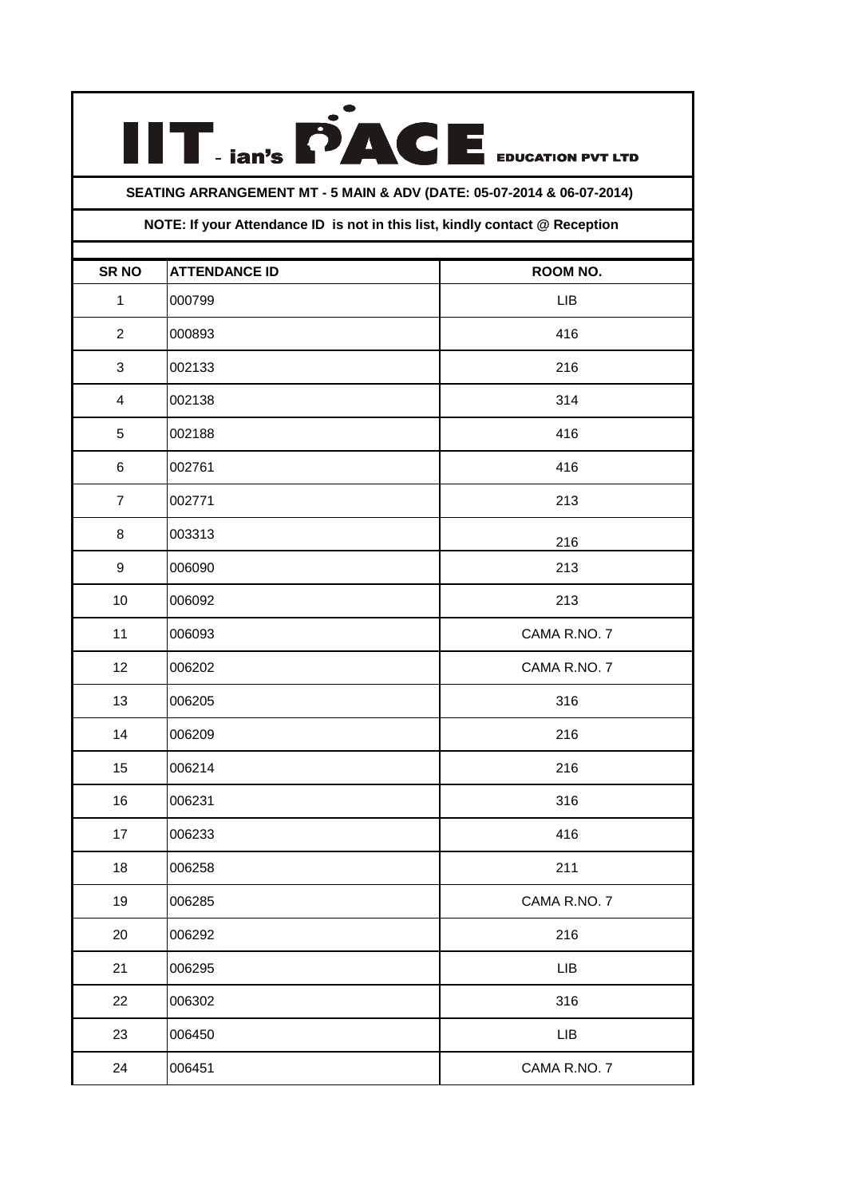# IIT - ian's PACE EDUCATION PVT LTD

**SEATING ARRANGEMENT MT - 5 MAIN & ADV (DATE: 05-07-2014 & 06-07-2014)**

**NOTE: If your Attendance ID is not in this list, kindly contact @ Reception**

| SR NO | ATTENDANCE ID | ROOM NO. |
|---|---|---|
| 1 | 000799 | LIB |
| 2 | 000893 | 416 |
| 3 | 002133 | 216 |
| 4 | 002138 | 314 |
| 5 | 002188 | 416 |
| 6 | 002761 | 416 |
| 7 | 002771 | 213 |
| 8 | 003313 | 216 |
| 9 | 006090 | 213 |
| 10 | 006092 | 213 |
| 11 | 006093 | CAMA R.NO. 7 |
| 12 | 006202 | CAMA R.NO. 7 |
| 13 | 006205 | 316 |
| 14 | 006209 | 216 |
| 15 | 006214 | 216 |
| 16 | 006231 | 316 |
| 17 | 006233 | 416 |
| 18 | 006258 | 211 |
| 19 | 006285 | CAMA R.NO. 7 |
| 20 | 006292 | 216 |
| 21 | 006295 | LIB |
| 22 | 006302 | 316 |
| 23 | 006450 | LIB |
| 24 | 006451 | CAMA R.NO. 7 |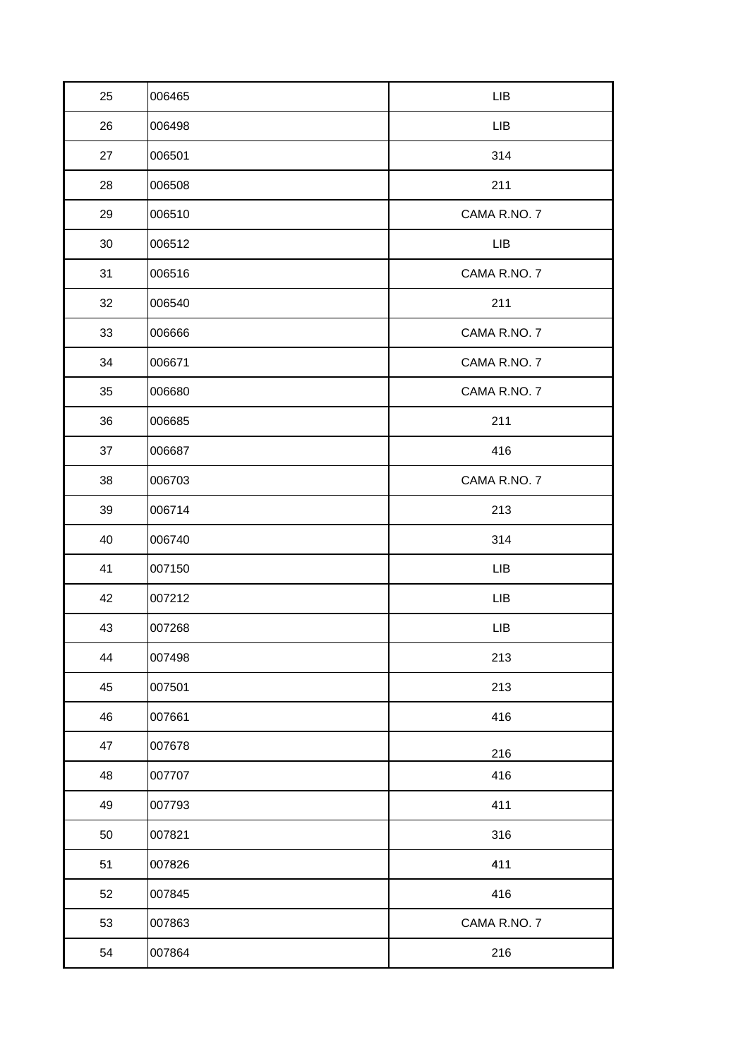| | | |
|---|---|---|
| 25 | 006465 | LIB |
| 26 | 006498 | LIB |
| 27 | 006501 | 314 |
| 28 | 006508 | 211 |
| 29 | 006510 | CAMA R.NO. 7 |
| 30 | 006512 | LIB |
| 31 | 006516 | CAMA R.NO. 7 |
| 32 | 006540 | 211 |
| 33 | 006666 | CAMA R.NO. 7 |
| 34 | 006671 | CAMA R.NO. 7 |
| 35 | 006680 | CAMA R.NO. 7 |
| 36 | 006685 | 211 |
| 37 | 006687 | 416 |
| 38 | 006703 | CAMA R.NO. 7 |
| 39 | 006714 | 213 |
| 40 | 006740 | 314 |
| 41 | 007150 | LIB |
| 42 | 007212 | LIB |
| 43 | 007268 | LIB |
| 44 | 007498 | 213 |
| 45 | 007501 | 213 |
| 46 | 007661 | 416 |
| 47 | 007678 | 216 |
| 48 | 007707 | 416 |
| 49 | 007793 | 411 |
| 50 | 007821 | 316 |
| 51 | 007826 | 411 |
| 52 | 007845 | 416 |
| 53 | 007863 | CAMA R.NO. 7 |
| 54 | 007864 | 216 |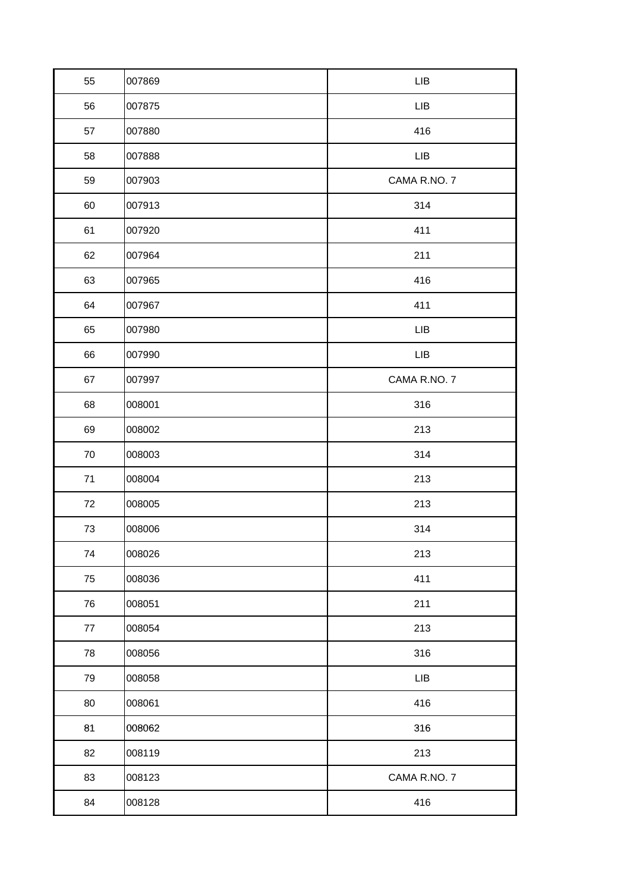| | | |
|---|---|---|
| 55 | 007869 | LIB |
| 56 | 007875 | LIB |
| 57 | 007880 | 416 |
| 58 | 007888 | LIB |
| 59 | 007903 | CAMA R.NO. 7 |
| 60 | 007913 | 314 |
| 61 | 007920 | 411 |
| 62 | 007964 | 211 |
| 63 | 007965 | 416 |
| 64 | 007967 | 411 |
| 65 | 007980 | LIB |
| 66 | 007990 | LIB |
| 67 | 007997 | CAMA R.NO. 7 |
| 68 | 008001 | 316 |
| 69 | 008002 | 213 |
| 70 | 008003 | 314 |
| 71 | 008004 | 213 |
| 72 | 008005 | 213 |
| 73 | 008006 | 314 |
| 74 | 008026 | 213 |
| 75 | 008036 | 411 |
| 76 | 008051 | 211 |
| 77 | 008054 | 213 |
| 78 | 008056 | 316 |
| 79 | 008058 | LIB |
| 80 | 008061 | 416 |
| 81 | 008062 | 316 |
| 82 | 008119 | 213 |
| 83 | 008123 | CAMA R.NO. 7 |
| 84 | 008128 | 416 |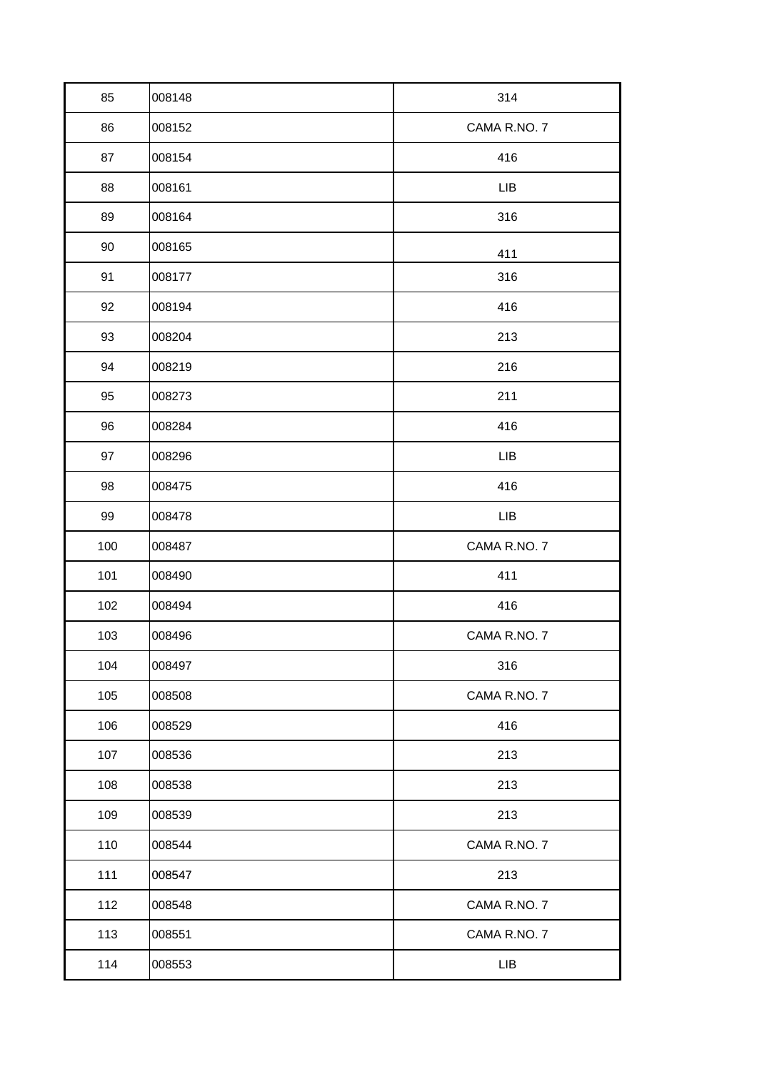| | | |
|---|---|---|
| 85 | 008148 | 314 |
| 86 | 008152 | CAMA R.NO. 7 |
| 87 | 008154 | 416 |
| 88 | 008161 | LIB |
| 89 | 008164 | 316 |
| 90 | 008165 | 411 |
| 91 | 008177 | 316 |
| 92 | 008194 | 416 |
| 93 | 008204 | 213 |
| 94 | 008219 | 216 |
| 95 | 008273 | 211 |
| 96 | 008284 | 416 |
| 97 | 008296 | LIB |
| 98 | 008475 | 416 |
| 99 | 008478 | LIB |
| 100 | 008487 | CAMA R.NO. 7 |
| 101 | 008490 | 411 |
| 102 | 008494 | 416 |
| 103 | 008496 | CAMA R.NO. 7 |
| 104 | 008497 | 316 |
| 105 | 008508 | CAMA R.NO. 7 |
| 106 | 008529 | 416 |
| 107 | 008536 | 213 |
| 108 | 008538 | 213 |
| 109 | 008539 | 213 |
| 110 | 008544 | CAMA R.NO. 7 |
| 111 | 008547 | 213 |
| 112 | 008548 | CAMA R.NO. 7 |
| 113 | 008551 | CAMA R.NO. 7 |
| 114 | 008553 | LIB |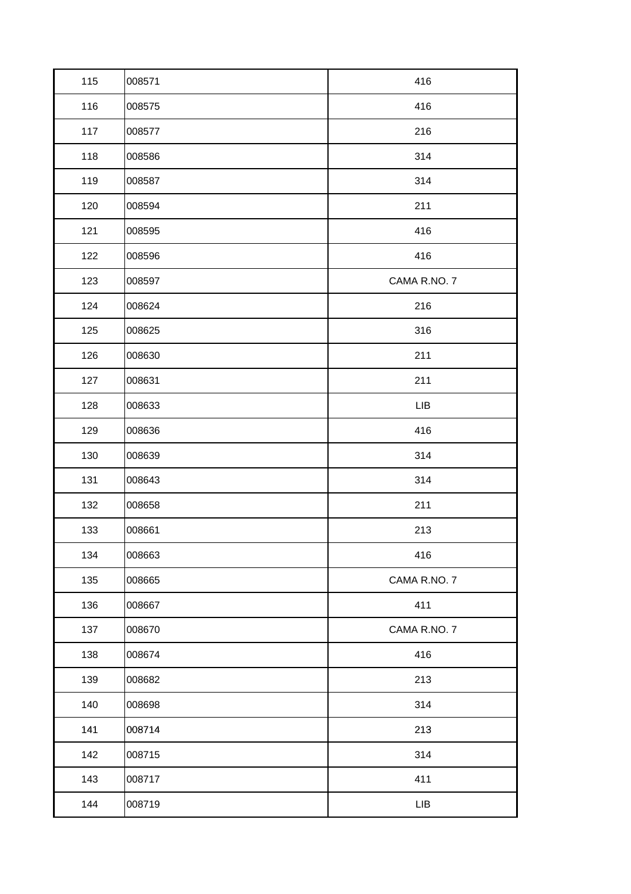| | | |
|---|---|---|
| 115 | 008571 | 416 |
| 116 | 008575 | 416 |
| 117 | 008577 | 216 |
| 118 | 008586 | 314 |
| 119 | 008587 | 314 |
| 120 | 008594 | 211 |
| 121 | 008595 | 416 |
| 122 | 008596 | 416 |
| 123 | 008597 | CAMA R.NO. 7 |
| 124 | 008624 | 216 |
| 125 | 008625 | 316 |
| 126 | 008630 | 211 |
| 127 | 008631 | 211 |
| 128 | 008633 | LIB |
| 129 | 008636 | 416 |
| 130 | 008639 | 314 |
| 131 | 008643 | 314 |
| 132 | 008658 | 211 |
| 133 | 008661 | 213 |
| 134 | 008663 | 416 |
| 135 | 008665 | CAMA R.NO. 7 |
| 136 | 008667 | 411 |
| 137 | 008670 | CAMA R.NO. 7 |
| 138 | 008674 | 416 |
| 139 | 008682 | 213 |
| 140 | 008698 | 314 |
| 141 | 008714 | 213 |
| 142 | 008715 | 314 |
| 143 | 008717 | 411 |
| 144 | 008719 | LIB |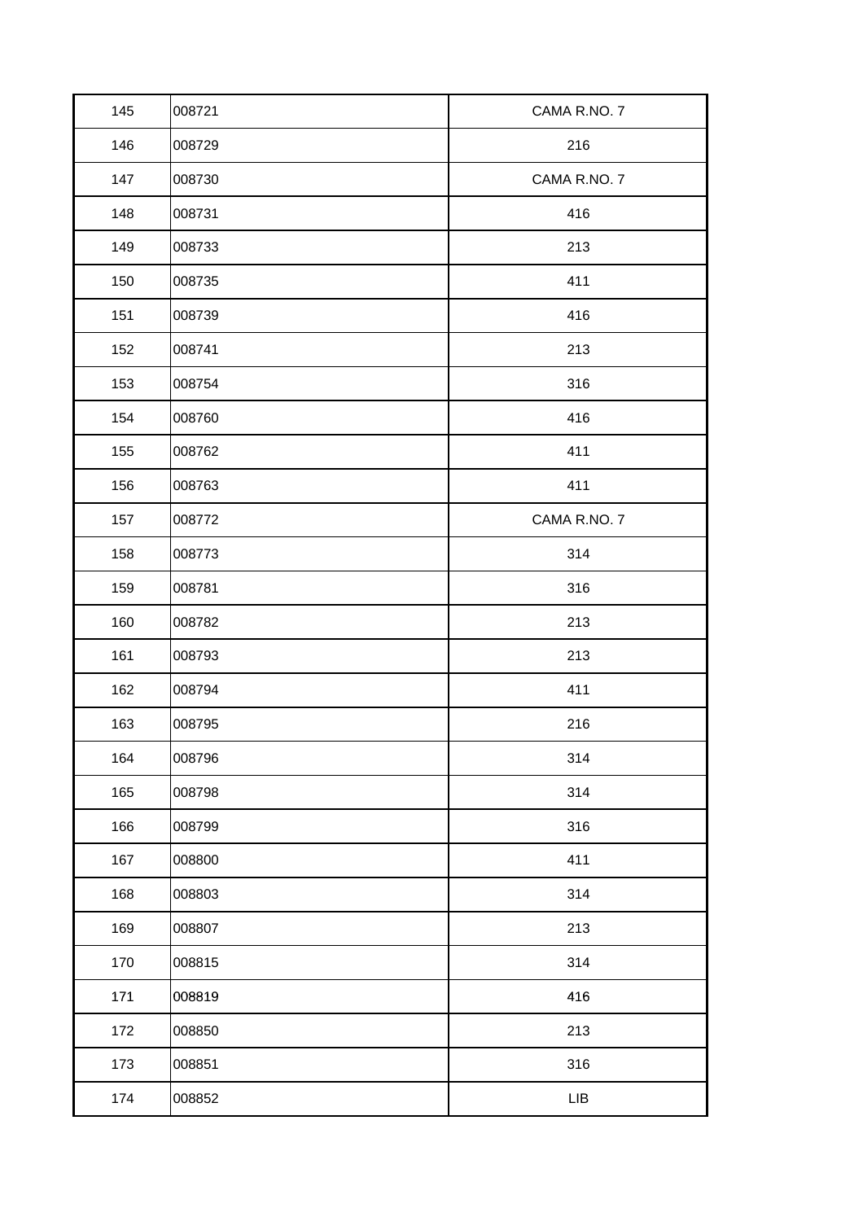| | | |
|---|---|---|
| 145 | 008721 | CAMA R.NO. 7 |
| 146 | 008729 | 216 |
| 147 | 008730 | CAMA R.NO. 7 |
| 148 | 008731 | 416 |
| 149 | 008733 | 213 |
| 150 | 008735 | 411 |
| 151 | 008739 | 416 |
| 152 | 008741 | 213 |
| 153 | 008754 | 316 |
| 154 | 008760 | 416 |
| 155 | 008762 | 411 |
| 156 | 008763 | 411 |
| 157 | 008772 | CAMA R.NO. 7 |
| 158 | 008773 | 314 |
| 159 | 008781 | 316 |
| 160 | 008782 | 213 |
| 161 | 008793 | 213 |
| 162 | 008794 | 411 |
| 163 | 008795 | 216 |
| 164 | 008796 | 314 |
| 165 | 008798 | 314 |
| 166 | 008799 | 316 |
| 167 | 008800 | 411 |
| 168 | 008803 | 314 |
| 169 | 008807 | 213 |
| 170 | 008815 | 314 |
| 171 | 008819 | 416 |
| 172 | 008850 | 213 |
| 173 | 008851 | 316 |
| 174 | 008852 | LIB |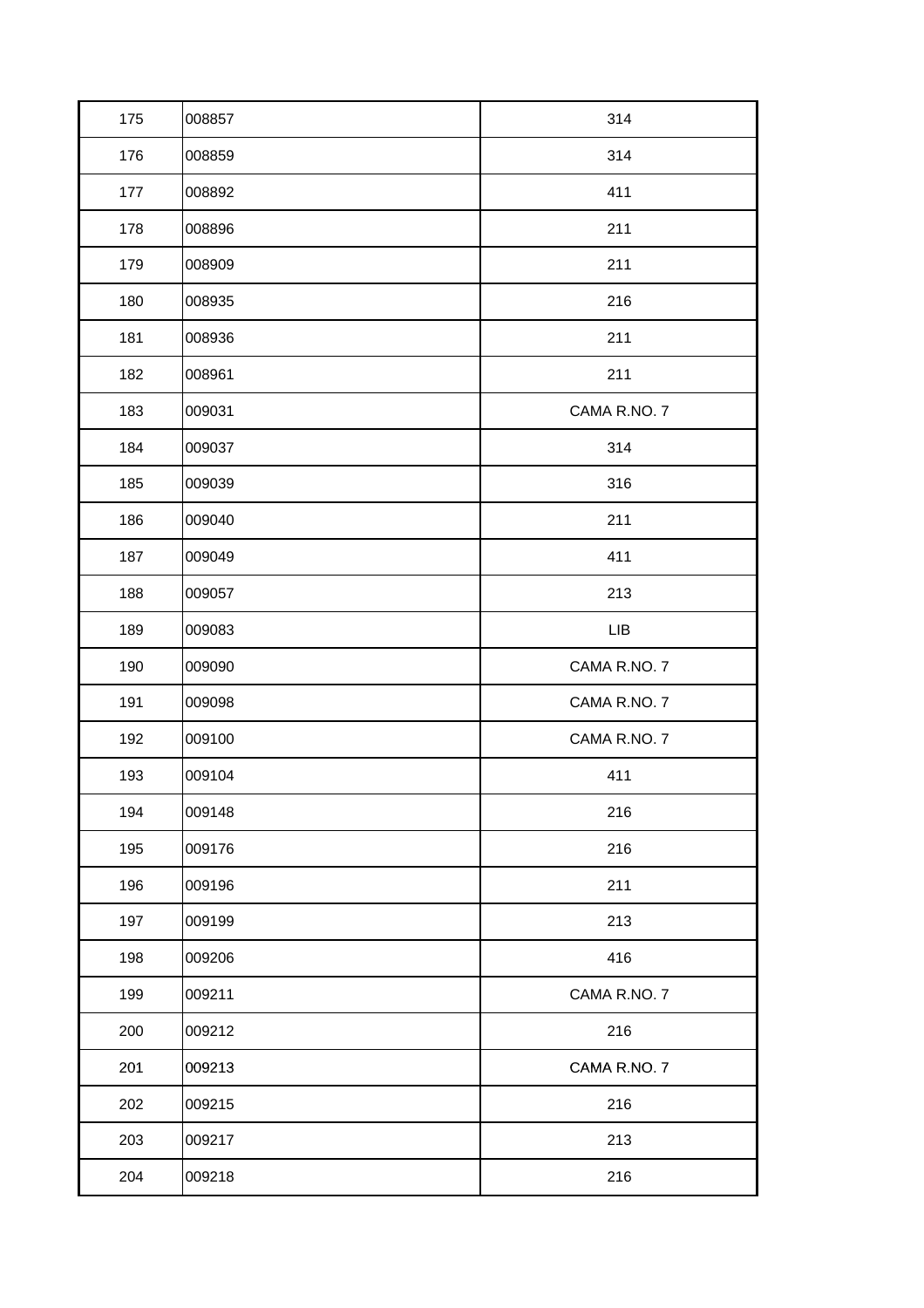| | | |
|---|---|---|
| 175 | 008857 | 314 |
| 176 | 008859 | 314 |
| 177 | 008892 | 411 |
| 178 | 008896 | 211 |
| 179 | 008909 | 211 |
| 180 | 008935 | 216 |
| 181 | 008936 | 211 |
| 182 | 008961 | 211 |
| 183 | 009031 | CAMA R.NO. 7 |
| 184 | 009037 | 314 |
| 185 | 009039 | 316 |
| 186 | 009040 | 211 |
| 187 | 009049 | 411 |
| 188 | 009057 | 213 |
| 189 | 009083 | LIB |
| 190 | 009090 | CAMA R.NO. 7 |
| 191 | 009098 | CAMA R.NO. 7 |
| 192 | 009100 | CAMA R.NO. 7 |
| 193 | 009104 | 411 |
| 194 | 009148 | 216 |
| 195 | 009176 | 216 |
| 196 | 009196 | 211 |
| 197 | 009199 | 213 |
| 198 | 009206 | 416 |
| 199 | 009211 | CAMA R.NO. 7 |
| 200 | 009212 | 216 |
| 201 | 009213 | CAMA R.NO. 7 |
| 202 | 009215 | 216 |
| 203 | 009217 | 213 |
| 204 | 009218 | 216 |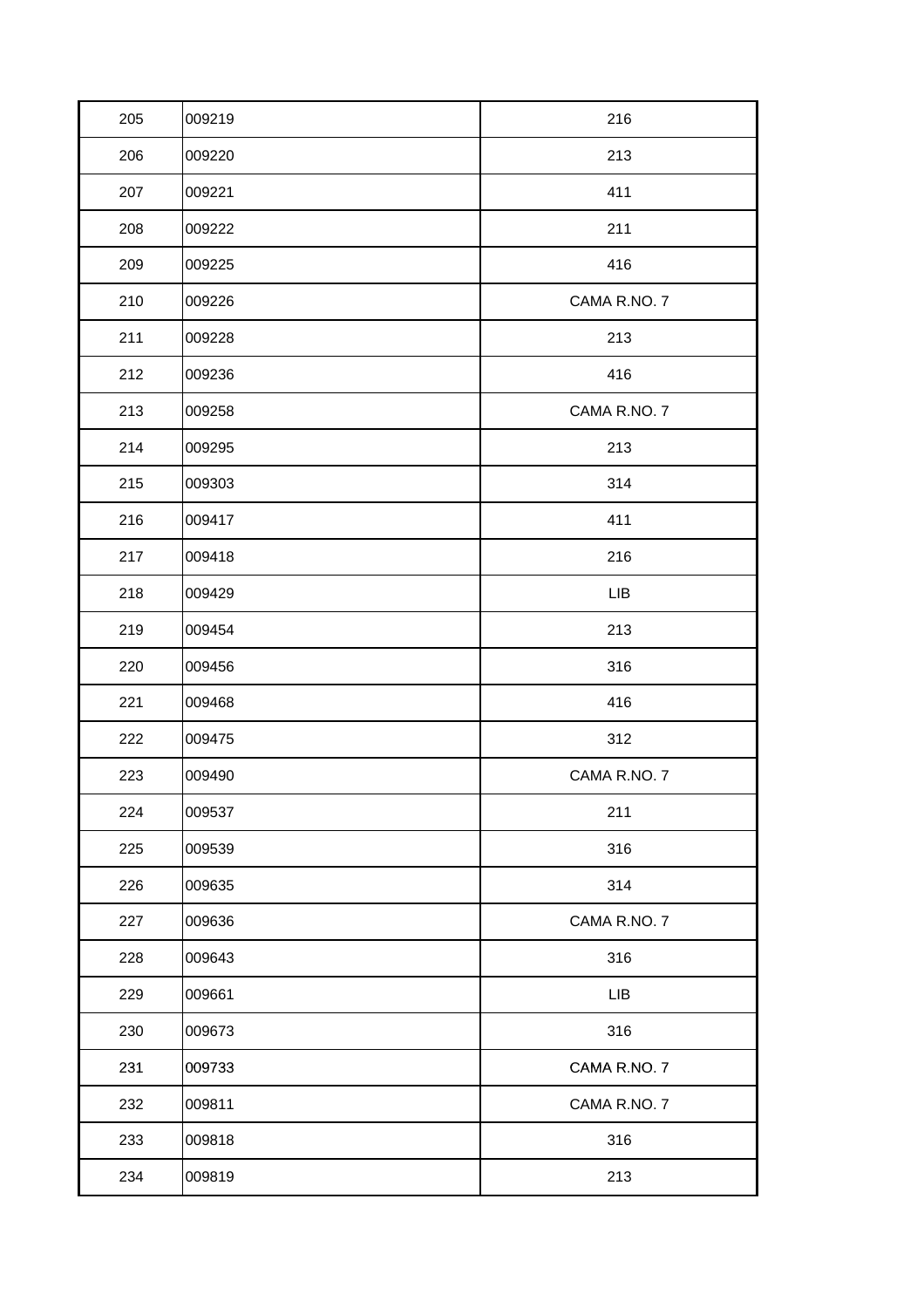| 205 | 009219 | 216 |
|---|---|---|
| 206 | 009220 | 213 |
| 207 | 009221 | 411 |
| 208 | 009222 | 211 |
| 209 | 009225 | 416 |
| 210 | 009226 | CAMA R.NO. 7 |
| 211 | 009228 | 213 |
| 212 | 009236 | 416 |
| 213 | 009258 | CAMA R.NO. 7 |
| 214 | 009295 | 213 |
| 215 | 009303 | 314 |
| 216 | 009417 | 411 |
| 217 | 009418 | 216 |
| 218 | 009429 | LIB |
| 219 | 009454 | 213 |
| 220 | 009456 | 316 |
| 221 | 009468 | 416 |
| 222 | 009475 | 312 |
| 223 | 009490 | CAMA R.NO. 7 |
| 224 | 009537 | 211 |
| 225 | 009539 | 316 |
| 226 | 009635 | 314 |
| 227 | 009636 | CAMA R.NO. 7 |
| 228 | 009643 | 316 |
| 229 | 009661 | LIB |
| 230 | 009673 | 316 |
| 231 | 009733 | CAMA R.NO. 7 |
| 232 | 009811 | CAMA R.NO. 7 |
| 233 | 009818 | 316 |
| 234 | 009819 | 213 |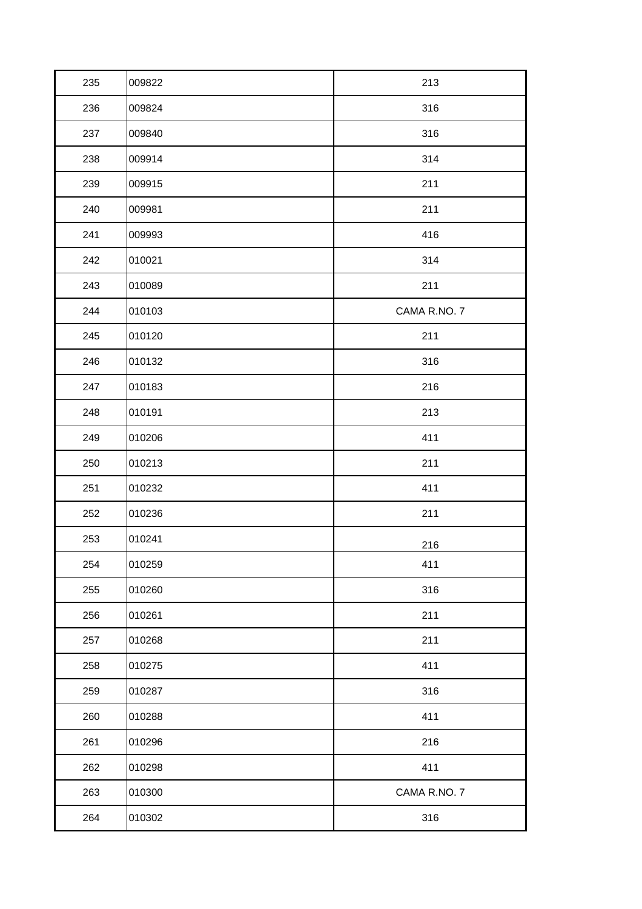| 235 | 009822 | 213 |
|---|---|---|
| 236 | 009824 | 316 |
| 237 | 009840 | 316 |
| 238 | 009914 | 314 |
| 239 | 009915 | 211 |
| 240 | 009981 | 211 |
| 241 | 009993 | 416 |
| 242 | 010021 | 314 |
| 243 | 010089 | 211 |
| 244 | 010103 | CAMA R.NO. 7 |
| 245 | 010120 | 211 |
| 246 | 010132 | 316 |
| 247 | 010183 | 216 |
| 248 | 010191 | 213 |
| 249 | 010206 | 411 |
| 250 | 010213 | 211 |
| 251 | 010232 | 411 |
| 252 | 010236 | 211 |
| 253 | 010241 | 216 |
| 254 | 010259 | 411 |
| 255 | 010260 | 316 |
| 256 | 010261 | 211 |
| 257 | 010268 | 211 |
| 258 | 010275 | 411 |
| 259 | 010287 | 316 |
| 260 | 010288 | 411 |
| 261 | 010296 | 216 |
| 262 | 010298 | 411 |
| 263 | 010300 | CAMA R.NO. 7 |
| 264 | 010302 | 316 |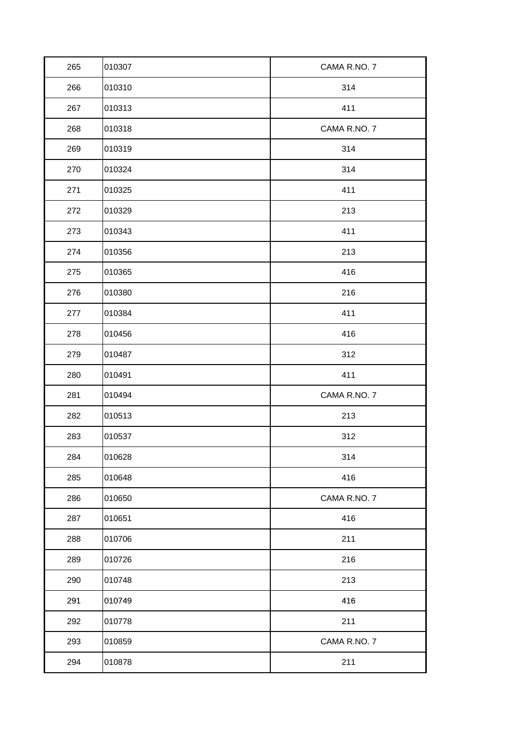| | | |
|---|---|---|
| 265 | 010307 | CAMA R.NO. 7 |
| 266 | 010310 | 314 |
| 267 | 010313 | 411 |
| 268 | 010318 | CAMA R.NO. 7 |
| 269 | 010319 | 314 |
| 270 | 010324 | 314 |
| 271 | 010325 | 411 |
| 272 | 010329 | 213 |
| 273 | 010343 | 411 |
| 274 | 010356 | 213 |
| 275 | 010365 | 416 |
| 276 | 010380 | 216 |
| 277 | 010384 | 411 |
| 278 | 010456 | 416 |
| 279 | 010487 | 312 |
| 280 | 010491 | 411 |
| 281 | 010494 | CAMA R.NO. 7 |
| 282 | 010513 | 213 |
| 283 | 010537 | 312 |
| 284 | 010628 | 314 |
| 285 | 010648 | 416 |
| 286 | 010650 | CAMA R.NO. 7 |
| 287 | 010651 | 416 |
| 288 | 010706 | 211 |
| 289 | 010726 | 216 |
| 290 | 010748 | 213 |
| 291 | 010749 | 416 |
| 292 | 010778 | 211 |
| 293 | 010859 | CAMA R.NO. 7 |
| 294 | 010878 | 211 |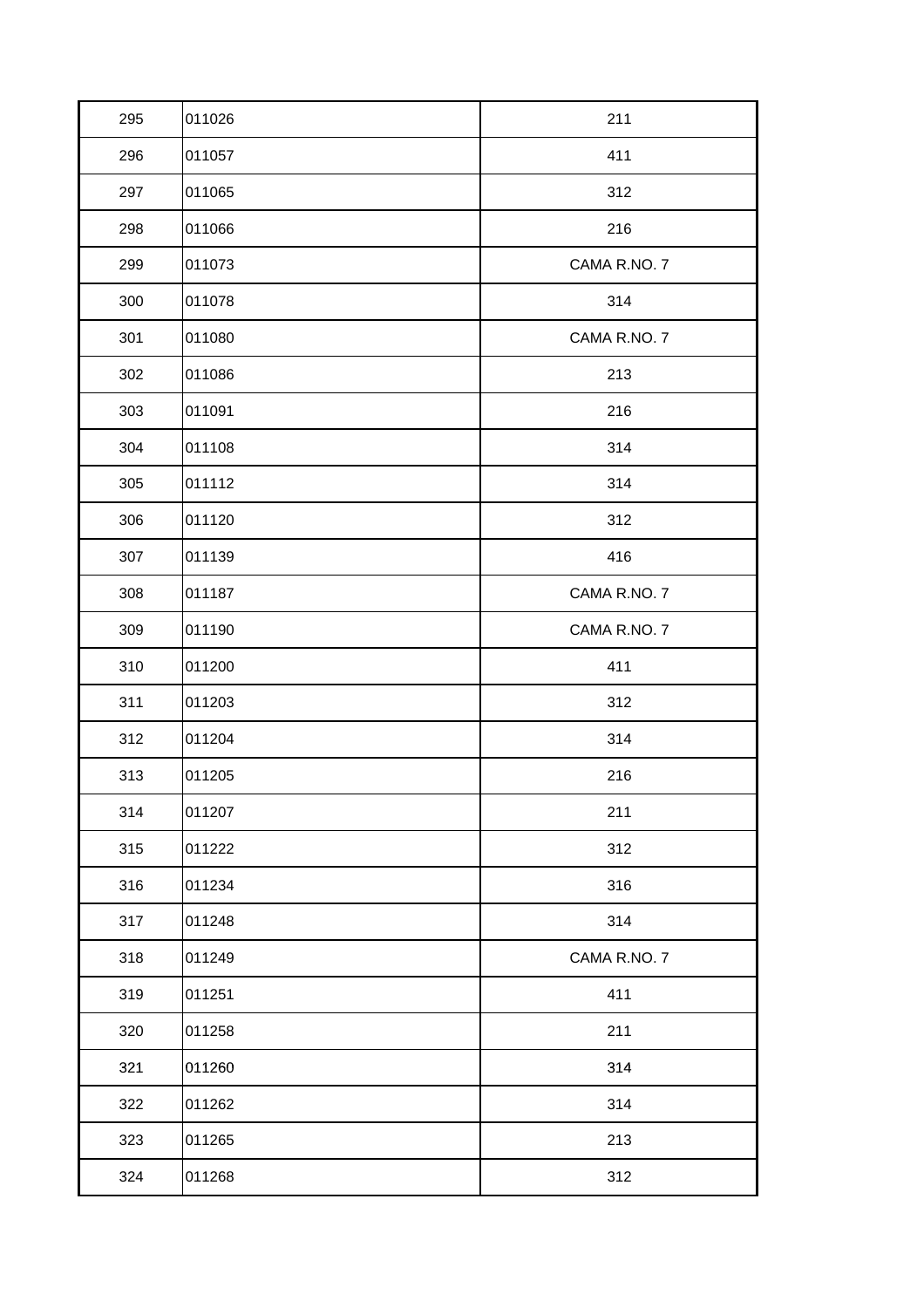| | | |
|---|---|---|
| 295 | 011026 | 211 |
| 296 | 011057 | 411 |
| 297 | 011065 | 312 |
| 298 | 011066 | 216 |
| 299 | 011073 | CAMA R.NO. 7 |
| 300 | 011078 | 314 |
| 301 | 011080 | CAMA R.NO. 7 |
| 302 | 011086 | 213 |
| 303 | 011091 | 216 |
| 304 | 011108 | 314 |
| 305 | 011112 | 314 |
| 306 | 011120 | 312 |
| 307 | 011139 | 416 |
| 308 | 011187 | CAMA R.NO. 7 |
| 309 | 011190 | CAMA R.NO. 7 |
| 310 | 011200 | 411 |
| 311 | 011203 | 312 |
| 312 | 011204 | 314 |
| 313 | 011205 | 216 |
| 314 | 011207 | 211 |
| 315 | 011222 | 312 |
| 316 | 011234 | 316 |
| 317 | 011248 | 314 |
| 318 | 011249 | CAMA R.NO. 7 |
| 319 | 011251 | 411 |
| 320 | 011258 | 211 |
| 321 | 011260 | 314 |
| 322 | 011262 | 314 |
| 323 | 011265 | 213 |
| 324 | 011268 | 312 |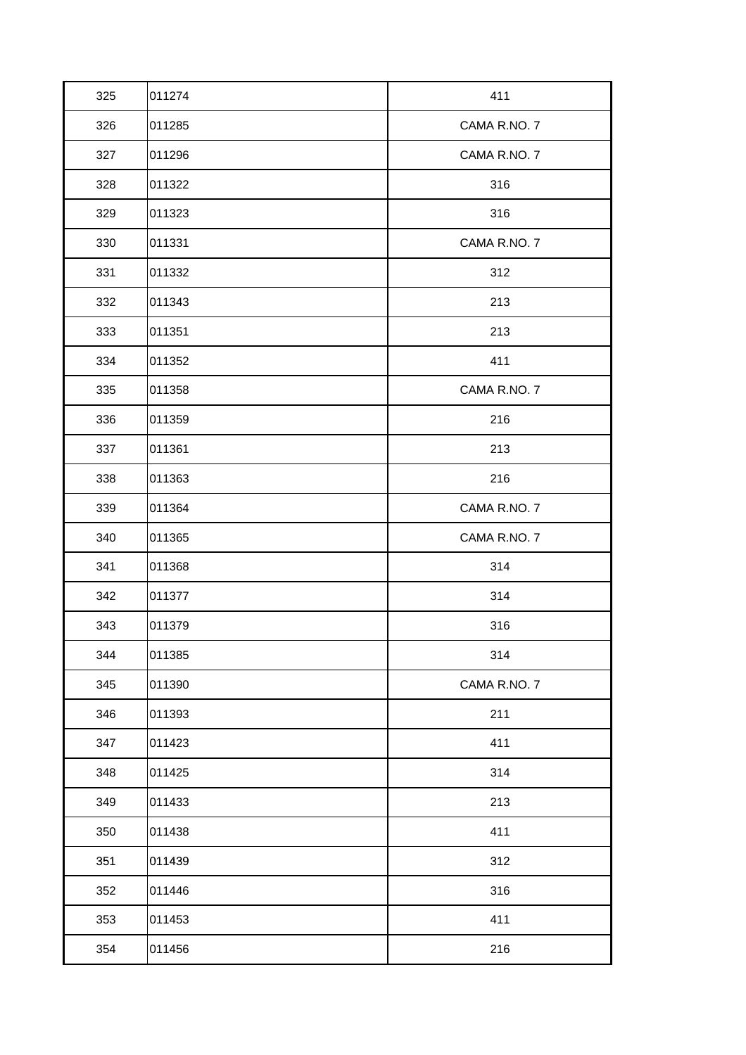| 325 | 011274 | 411 |
|---|---|---|
| 326 | 011285 | CAMA R.NO. 7 |
| 327 | 011296 | CAMA R.NO. 7 |
| 328 | 011322 | 316 |
| 329 | 011323 | 316 |
| 330 | 011331 | CAMA R.NO. 7 |
| 331 | 011332 | 312 |
| 332 | 011343 | 213 |
| 333 | 011351 | 213 |
| 334 | 011352 | 411 |
| 335 | 011358 | CAMA R.NO. 7 |
| 336 | 011359 | 216 |
| 337 | 011361 | 213 |
| 338 | 011363 | 216 |
| 339 | 011364 | CAMA R.NO. 7 |
| 340 | 011365 | CAMA R.NO. 7 |
| 341 | 011368 | 314 |
| 342 | 011377 | 314 |
| 343 | 011379 | 316 |
| 344 | 011385 | 314 |
| 345 | 011390 | CAMA R.NO. 7 |
| 346 | 011393 | 211 |
| 347 | 011423 | 411 |
| 348 | 011425 | 314 |
| 349 | 011433 | 213 |
| 350 | 011438 | 411 |
| 351 | 011439 | 312 |
| 352 | 011446 | 316 |
| 353 | 011453 | 411 |
| 354 | 011456 | 216 |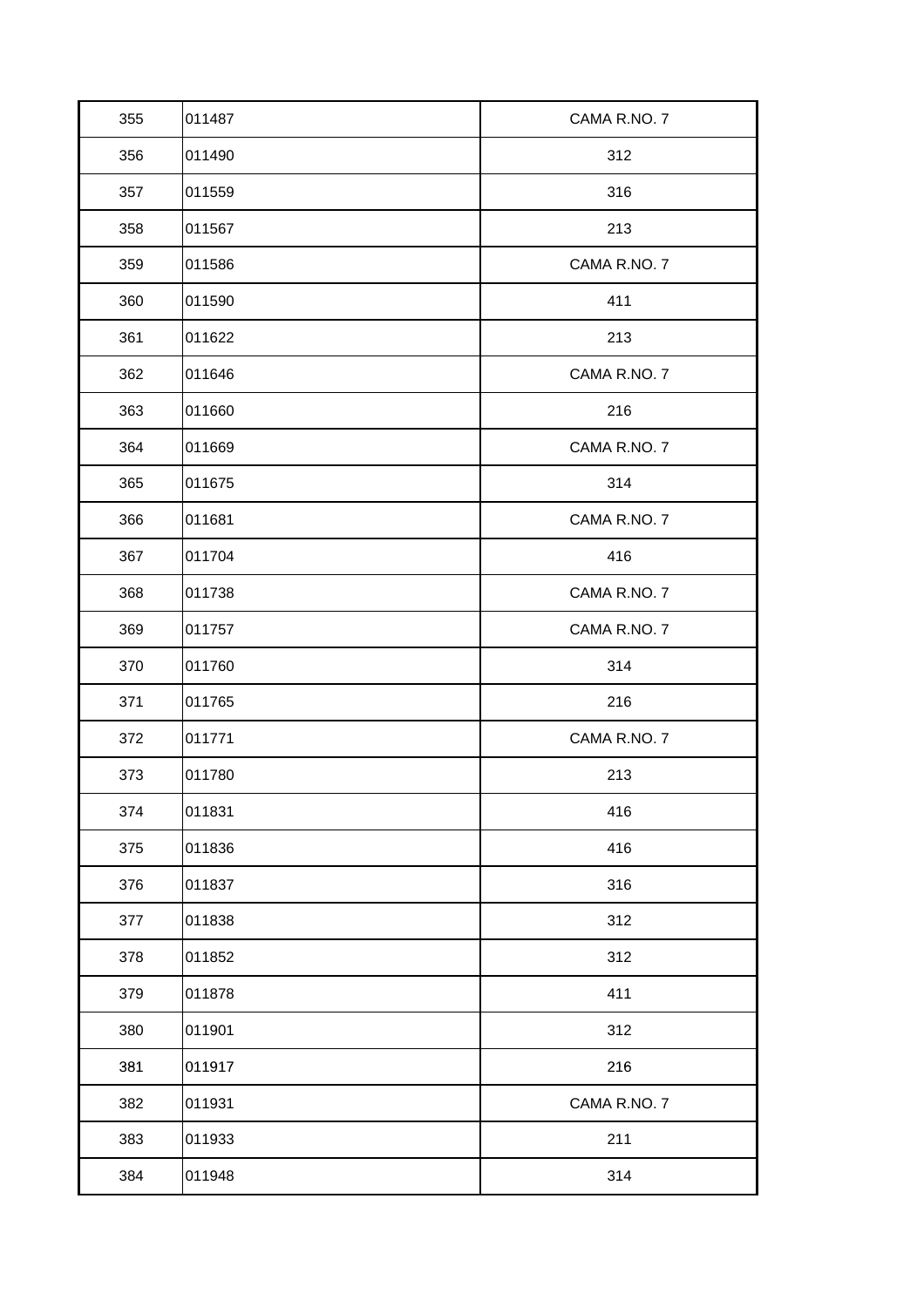| | | |
|---|---|---|
| 355 | 011487 | CAMA R.NO. 7 |
| 356 | 011490 | 312 |
| 357 | 011559 | 316 |
| 358 | 011567 | 213 |
| 359 | 011586 | CAMA R.NO. 7 |
| 360 | 011590 | 411 |
| 361 | 011622 | 213 |
| 362 | 011646 | CAMA R.NO. 7 |
| 363 | 011660 | 216 |
| 364 | 011669 | CAMA R.NO. 7 |
| 365 | 011675 | 314 |
| 366 | 011681 | CAMA R.NO. 7 |
| 367 | 011704 | 416 |
| 368 | 011738 | CAMA R.NO. 7 |
| 369 | 011757 | CAMA R.NO. 7 |
| 370 | 011760 | 314 |
| 371 | 011765 | 216 |
| 372 | 011771 | CAMA R.NO. 7 |
| 373 | 011780 | 213 |
| 374 | 011831 | 416 |
| 375 | 011836 | 416 |
| 376 | 011837 | 316 |
| 377 | 011838 | 312 |
| 378 | 011852 | 312 |
| 379 | 011878 | 411 |
| 380 | 011901 | 312 |
| 381 | 011917 | 216 |
| 382 | 011931 | CAMA R.NO. 7 |
| 383 | 011933 | 211 |
| 384 | 011948 | 314 |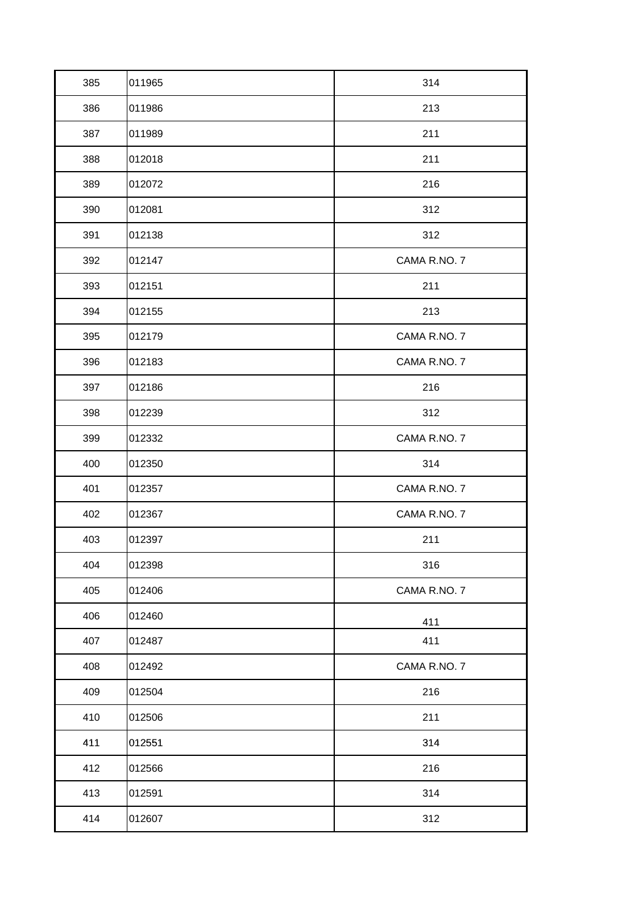| | | |
|---|---|---|
| 385 | 011965 | 314 |
| 386 | 011986 | 213 |
| 387 | 011989 | 211 |
| 388 | 012018 | 211 |
| 389 | 012072 | 216 |
| 390 | 012081 | 312 |
| 391 | 012138 | 312 |
| 392 | 012147 | CAMA R.NO. 7 |
| 393 | 012151 | 211 |
| 394 | 012155 | 213 |
| 395 | 012179 | CAMA R.NO. 7 |
| 396 | 012183 | CAMA R.NO. 7 |
| 397 | 012186 | 216 |
| 398 | 012239 | 312 |
| 399 | 012332 | CAMA R.NO. 7 |
| 400 | 012350 | 314 |
| 401 | 012357 | CAMA R.NO. 7 |
| 402 | 012367 | CAMA R.NO. 7 |
| 403 | 012397 | 211 |
| 404 | 012398 | 316 |
| 405 | 012406 | CAMA R.NO. 7 |
| 406 | 012460 | 411 |
| 407 | 012487 | 411 |
| 408 | 012492 | CAMA R.NO. 7 |
| 409 | 012504 | 216 |
| 410 | 012506 | 211 |
| 411 | 012551 | 314 |
| 412 | 012566 | 216 |
| 413 | 012591 | 314 |
| 414 | 012607 | 312 |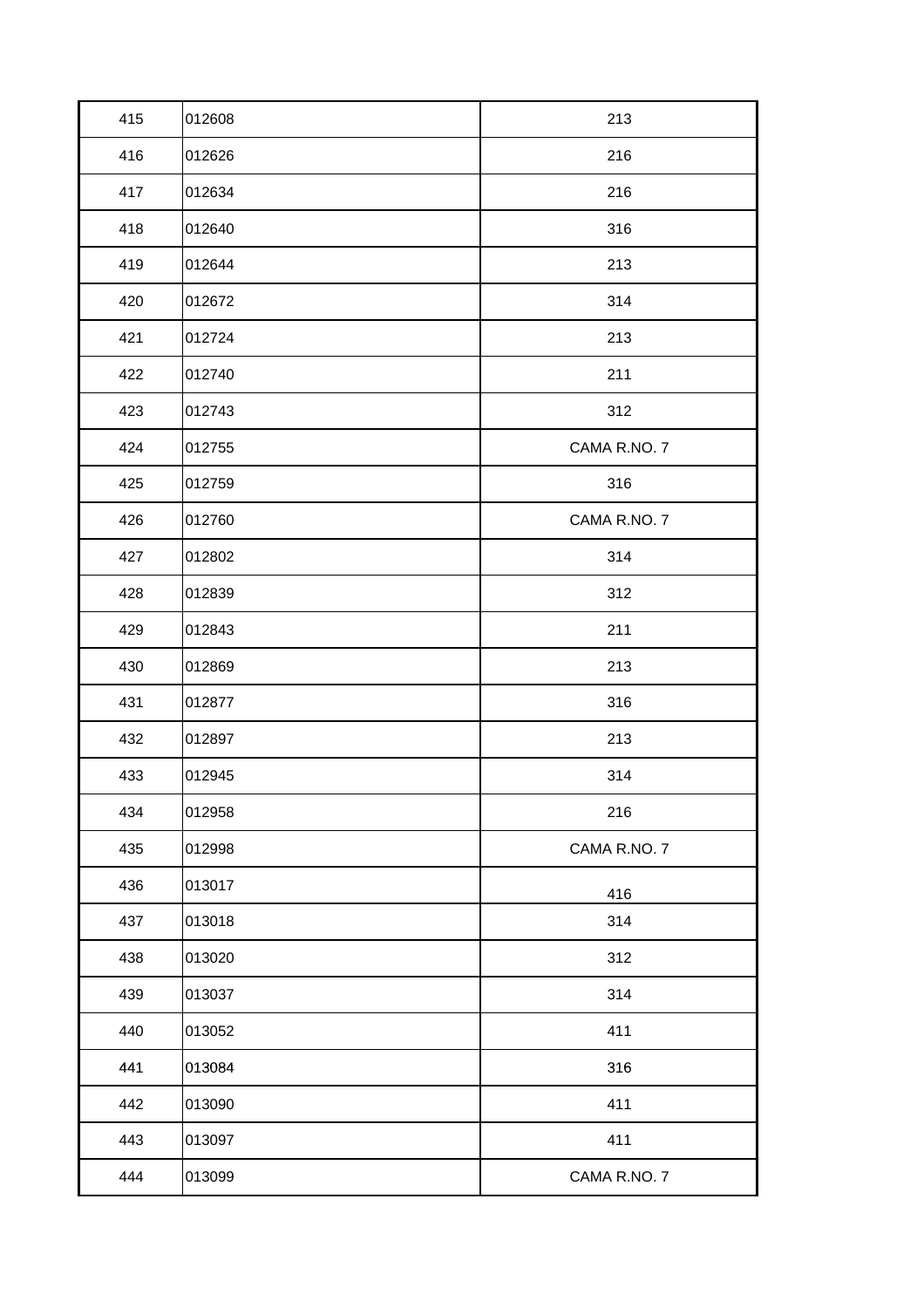| | | |
|---|---|---|
| 415 | 012608 | 213 |
| 416 | 012626 | 216 |
| 417 | 012634 | 216 |
| 418 | 012640 | 316 |
| 419 | 012644 | 213 |
| 420 | 012672 | 314 |
| 421 | 012724 | 213 |
| 422 | 012740 | 211 |
| 423 | 012743 | 312 |
| 424 | 012755 | CAMA R.NO. 7 |
| 425 | 012759 | 316 |
| 426 | 012760 | CAMA R.NO. 7 |
| 427 | 012802 | 314 |
| 428 | 012839 | 312 |
| 429 | 012843 | 211 |
| 430 | 012869 | 213 |
| 431 | 012877 | 316 |
| 432 | 012897 | 213 |
| 433 | 012945 | 314 |
| 434 | 012958 | 216 |
| 435 | 012998 | CAMA R.NO. 7 |
| 436 | 013017 | 416 |
| 437 | 013018 | 314 |
| 438 | 013020 | 312 |
| 439 | 013037 | 314 |
| 440 | 013052 | 411 |
| 441 | 013084 | 316 |
| 442 | 013090 | 411 |
| 443 | 013097 | 411 |
| 444 | 013099 | CAMA R.NO. 7 |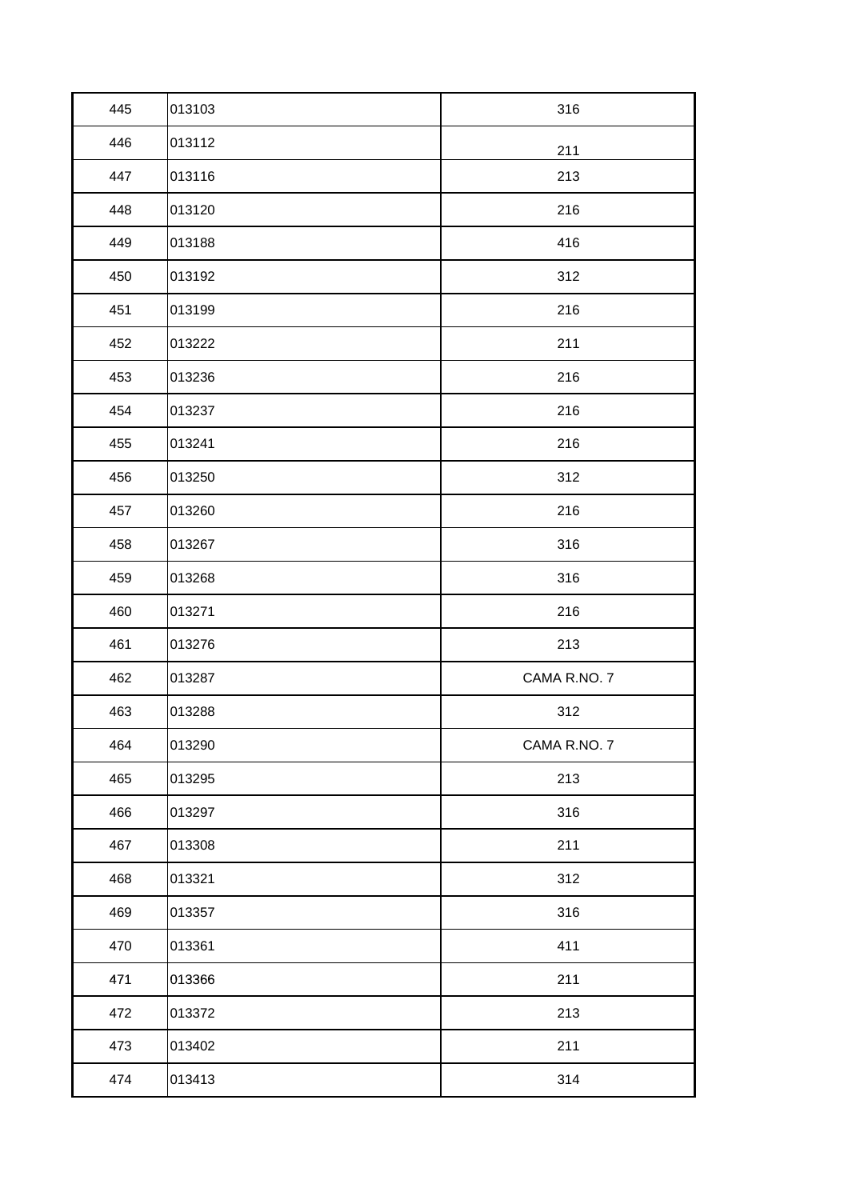| | | |
|---|---|---|
| 445 | 013103 | 316 |
| 446 | 013112 | 211 |
| 447 | 013116 | 213 |
| 448 | 013120 | 216 |
| 449 | 013188 | 416 |
| 450 | 013192 | 312 |
| 451 | 013199 | 216 |
| 452 | 013222 | 211 |
| 453 | 013236 | 216 |
| 454 | 013237 | 216 |
| 455 | 013241 | 216 |
| 456 | 013250 | 312 |
| 457 | 013260 | 216 |
| 458 | 013267 | 316 |
| 459 | 013268 | 316 |
| 460 | 013271 | 216 |
| 461 | 013276 | 213 |
| 462 | 013287 | CAMA R.NO. 7 |
| 463 | 013288 | 312 |
| 464 | 013290 | CAMA R.NO. 7 |
| 465 | 013295 | 213 |
| 466 | 013297 | 316 |
| 467 | 013308 | 211 |
| 468 | 013321 | 312 |
| 469 | 013357 | 316 |
| 470 | 013361 | 411 |
| 471 | 013366 | 211 |
| 472 | 013372 | 213 |
| 473 | 013402 | 211 |
| 474 | 013413 | 314 |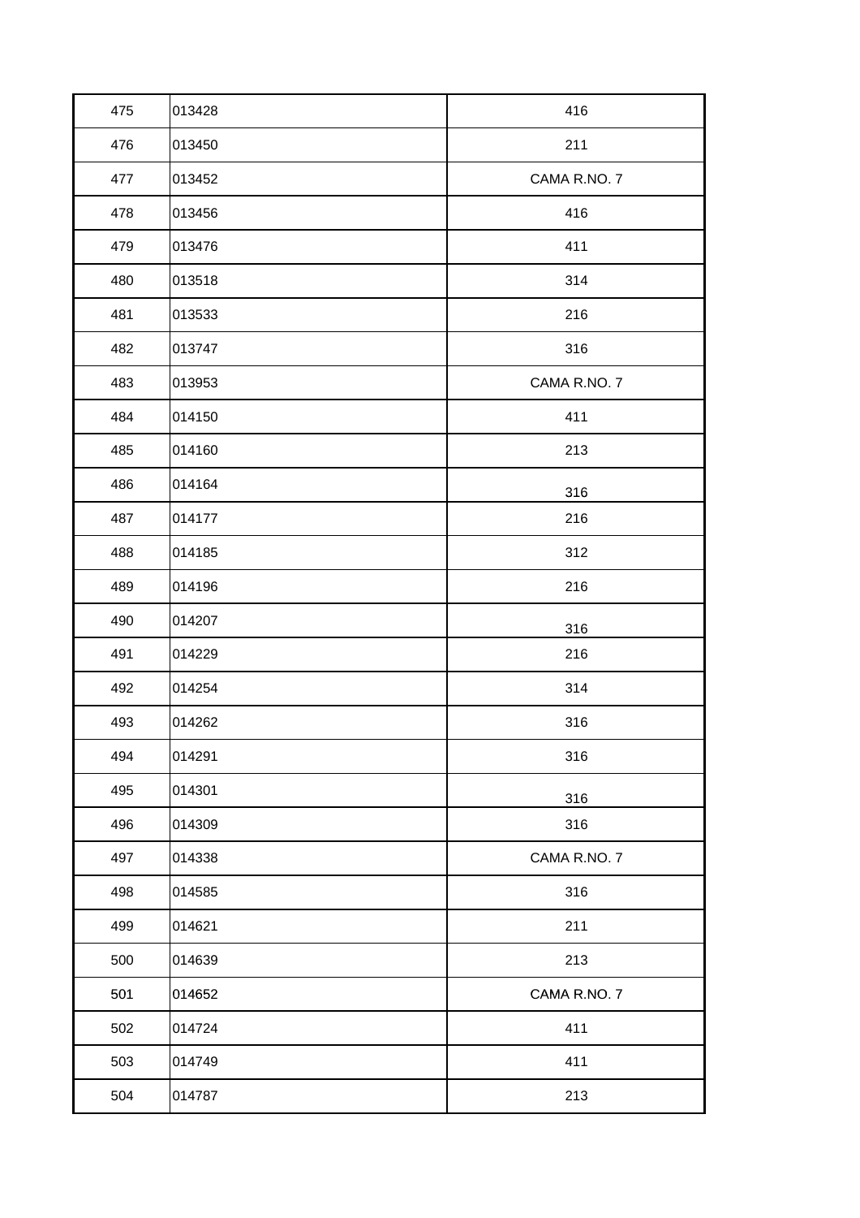| | | |
|---|---|---|
| 475 | 013428 | 416 |
| 476 | 013450 | 211 |
| 477 | 013452 | CAMA R.NO. 7 |
| 478 | 013456 | 416 |
| 479 | 013476 | 411 |
| 480 | 013518 | 314 |
| 481 | 013533 | 216 |
| 482 | 013747 | 316 |
| 483 | 013953 | CAMA R.NO. 7 |
| 484 | 014150 | 411 |
| 485 | 014160 | 213 |
| 486 | 014164 | 316 |
| 487 | 014177 | 216 |
| 488 | 014185 | 312 |
| 489 | 014196 | 216 |
| 490 | 014207 | 316 |
| 491 | 014229 | 216 |
| 492 | 014254 | 314 |
| 493 | 014262 | 316 |
| 494 | 014291 | 316 |
| 495 | 014301 | 316 |
| 496 | 014309 | 316 |
| 497 | 014338 | CAMA R.NO. 7 |
| 498 | 014585 | 316 |
| 499 | 014621 | 211 |
| 500 | 014639 | 213 |
| 501 | 014652 | CAMA R.NO. 7 |
| 502 | 014724 | 411 |
| 503 | 014749 | 411 |
| 504 | 014787 | 213 |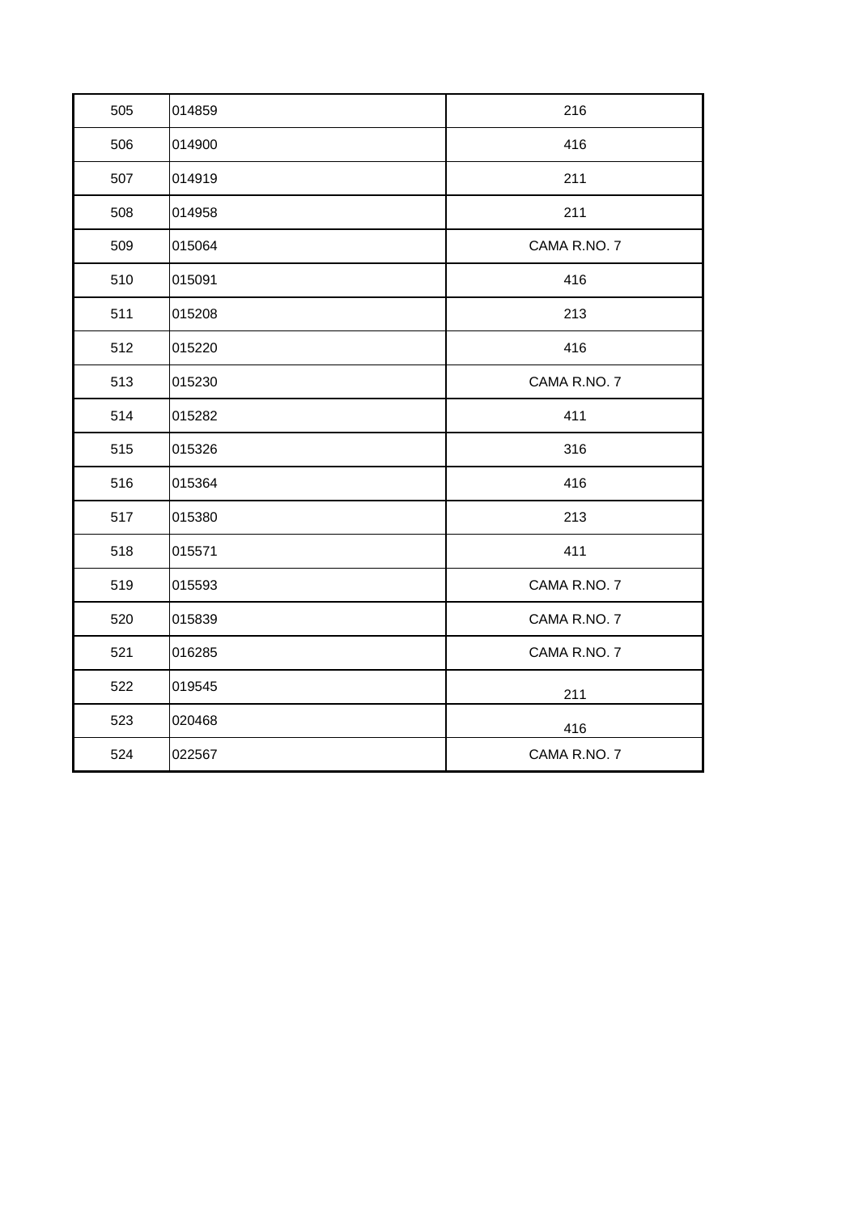| | | |
|---|---|---|
| 505 | 014859 | 216 |
| 506 | 014900 | 416 |
| 507 | 014919 | 211 |
| 508 | 014958 | 211 |
| 509 | 015064 | CAMA R.NO. 7 |
| 510 | 015091 | 416 |
| 511 | 015208 | 213 |
| 512 | 015220 | 416 |
| 513 | 015230 | CAMA R.NO. 7 |
| 514 | 015282 | 411 |
| 515 | 015326 | 316 |
| 516 | 015364 | 416 |
| 517 | 015380 | 213 |
| 518 | 015571 | 411 |
| 519 | 015593 | CAMA R.NO. 7 |
| 520 | 015839 | CAMA R.NO. 7 |
| 521 | 016285 | CAMA R.NO. 7 |
| 522 | 019545 | 211 |
| 523 | 020468 | 416 |
| 524 | 022567 | CAMA R.NO. 7 |